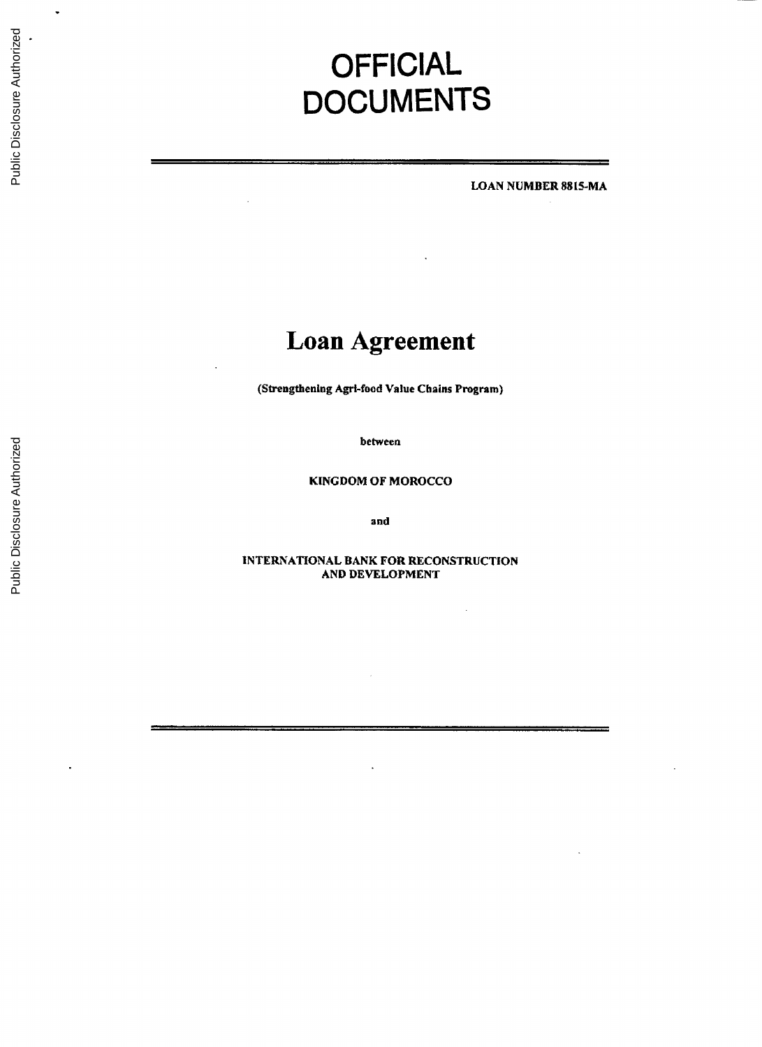# OFFICIAL DOCUMENTS

**LOAN NUMBER 8815-MA**

# Loan Agreement

**(Strengthening Agri-food Value Chains Program)**

**between**

**KINGDOM OF MOROCCO**

**and**

**INTERNATIONAL BANK FOR RECONSTRUCTION AND DEVELOPMENT**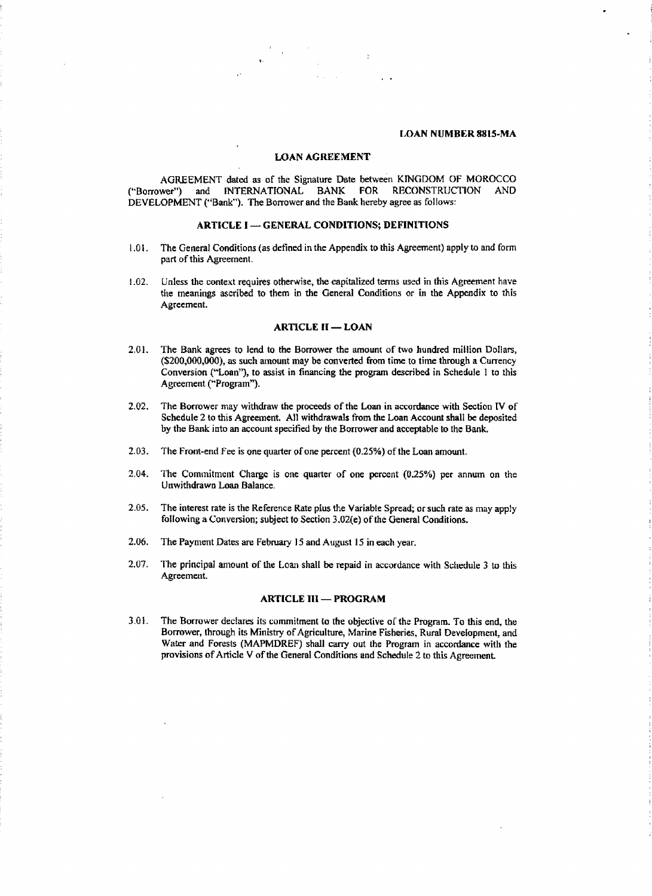**LOAN NUMBER 8815-MA**

## LOAN AGREEMENT

AGREEMENT dated as of the Signature Date between KINGDOM OF MOROCCO ("Borrower") and INTERNATIONAL BANK FOR RECONSTRUCTION AND DEVELOPMENT ("Bank"). The Borrower and the Bank hereby agree as follows:

### ARTICLE I — GENERAL CONDITIONS; DEFINITIONS

1.01. The General Conditions (as defined in the Appendix to this Agreement) apply to and form part of this Agreement.

1.02. Unless the context requires otherwise, the capitalized terms used in this Agreement have the meanings ascribed to them in the General Conditions or in the Appendix to this Agreement.

### ARTICLE II — LOAN

2.01. The Bank agrees to lend to the Borrower the amount of two hundred million Dollars, ($200,000,000), as such amount may be converted from time to time through a Currency Conversion ("Loan"), to assist in financing the program described in Schedule 1 to this Agreement ("Program").

2.02. The Borrower may withdraw the proceeds of the Loan in accordance with Section IV of Schedule 2 to this Agreement. All withdrawals from the Loan Account shall be deposited by the Bank into an account specified by the Borrower and acceptable to the Bank.

2.03. The Front-end Fee is one quarter of one percent (0.25%) of the Loan amount.

2.04. The Commitment Charge is one quarter of one percent (0.25%) per annum on the Unwithdrawn Loan Balance.

2.05. The interest rate is the Reference Rate plus the Variable Spread; or such rate as may apply following a Conversion; subject to Section 3.02(e) of the General Conditions.

2.06. The Payment Dates are February 15 and August 15 in each year.

2.07. The principal amount of the Loan shall be repaid in accordance with Schedule 3 to this Agreement.

### ARTICLE III — PROGRAM

3.01. The Borrower declares its commitment to the objective of the Program. To this end, the Borrower, through its Ministry of Agriculture, Marine Fisheries, Rural Development, and Water and Forests (MAPMDREF) shall carry out the Program in accordance with the provisions of Article V of the General Conditions and Schedule 2 to this Agreement.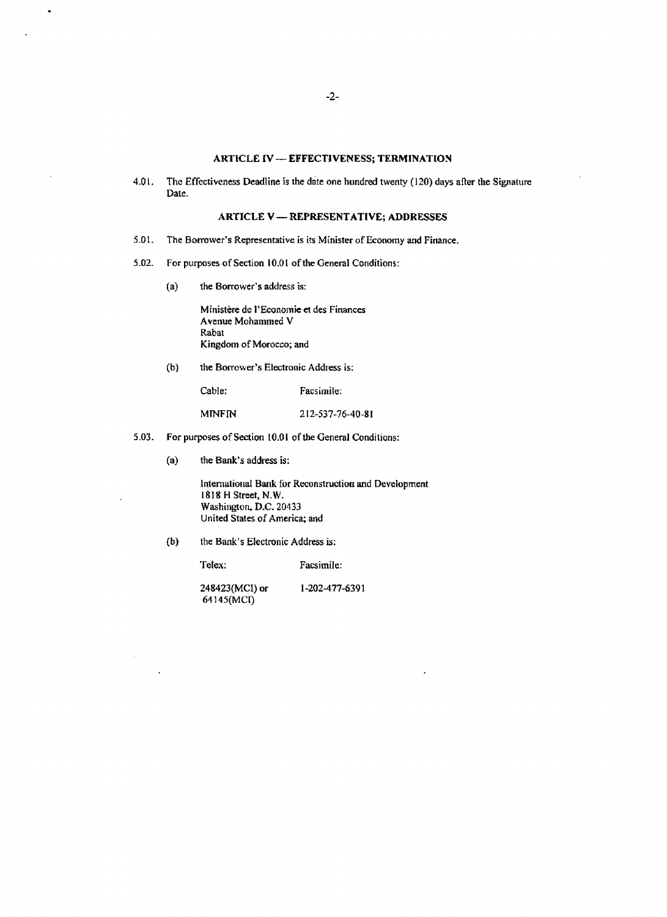## ARTICLE IV — EFFECTIVENESS; TERMINATION

4.01. The Effectiveness Deadline is the date one hundred twenty (120) days after the Signature Date.

## ARTICLE V — REPRESENTATIVE; ADDRESSES

5.01. The Borrower's Representative is its Minister of Economy and Finance.

5.02. For purposes of Section 10.01 of the General Conditions:

(a) the Borrower's address is:

Ministère de l'Economie et des Finances
Avenue Mohammed V
Rabat
Kingdom of Morocco; and

(b) the Borrower's Electronic Address is:

| Cable: | Facsimile: |
|---|---|
| MINFIN | 212-537-76-40-81 |

5.03. For purposes of Section 10.01 of the General Conditions:

(a) the Bank's address is:

International Bank for Reconstruction and Development
1818 H Street, N.W.
Washington, D.C. 20433
United States of America; and

(b) the Bank's Electronic Address is:

| Telex: | Facsimile: |
|---|---|
| 248423(MCI) or 64145(MCI) | 1-202-477-6391 |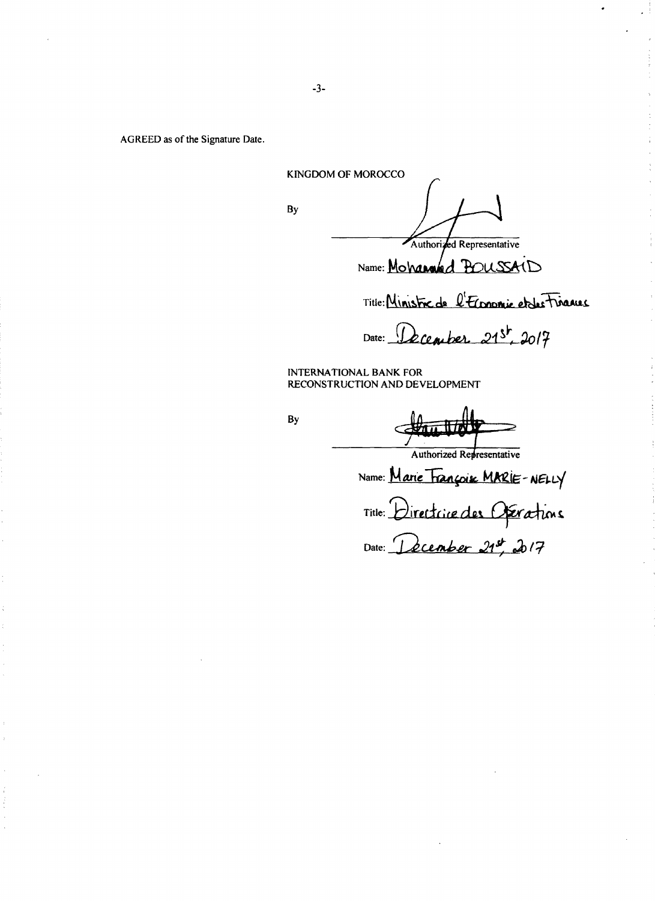AGREED as of the Signature Date.

KINGDOM OF MOROCCO

By

_______________________________
Authorized Representative

Name: Mohammed BOUSSAID

Title: Ministre de l'Economie et des Finances

Date: December 21st, 2017

INTERNATIONAL BANK FOR RECONSTRUCTION AND DEVELOPMENT

By

_______________________________
Authorized Representative

Name: Marie Françoise MARIE-NELLY

Title: Directrice des Opérations

Date: December 21st, 2017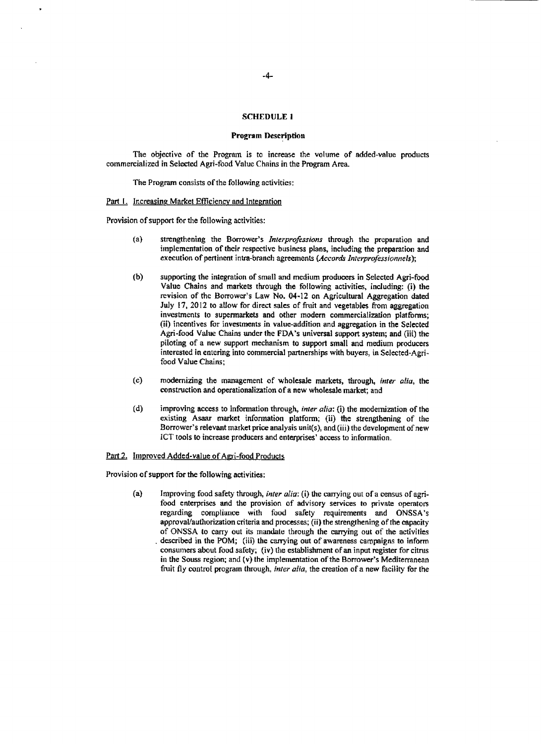## SCHEDULE 1

### Program Description

The objective of the Program is to increase the volume of added-value products commercialized in Selected Agri-food Value Chains in the Program Area.

The Program consists of the following activities:

Part 1. Increasing Market Efficiency and Integration

Provision of support for the following activities:

(a) strengthening the Borrower's *Interprofessions* through the preparation and implementation of their respective business plans, including the preparation and execution of pertinent intra-branch agreements (*Accords Interprofessionnels*);

(b) supporting the integration of small and medium producers in Selected Agri-food Value Chains and markets through the following activities, including: (i) the revision of the Borrower's Law No. 04-12 on Agricultural Aggregation dated July 17, 2012 to allow for direct sales of fruit and vegetables from aggregation investments to supermarkets and other modern commercialization platforms; (ii) incentives for investments in value-addition and aggregation in the Selected Agri-food Value Chains under the FDA's universal support system; and (iii) the piloting of a new support mechanism to support small and medium producers interested in entering into commercial partnerships with buyers, in Selected-Agri-food Value Chains;

(c) modernizing the management of wholesale markets, through, *inter alia*, the construction and operationalization of a new wholesale market; and

(d) improving access to information through, *inter alia*: (i) the modernization of the existing Asaar market information platform; (ii) the strengthening of the Borrower's relevant market price analysis unit(s), and (iii) the development of new ICT tools to increase producers and enterprises' access to information.

Part 2. Improved Added-value of Agri-food Products

Provision of support for the following activities:

(a) Improving food safety through, *inter alia*: (i) the carrying out of a census of agri-food enterprises and the provision of advisory services to private operators regarding compliance with food safety requirements and ONSSA's approval/authorization criteria and processes; (ii) the strengthening of the capacity of ONSSA to carry out its mandate through the carrying out of the activities described in the POM; (iii) the carrying out of awareness campaigns to inform consumers about food safety; (iv) the establishment of an input register for citrus in the Souss region; and (v) the implementation of the Borrower's Mediterranean fruit fly control program through, *inter alia*, the creation of a new facility for the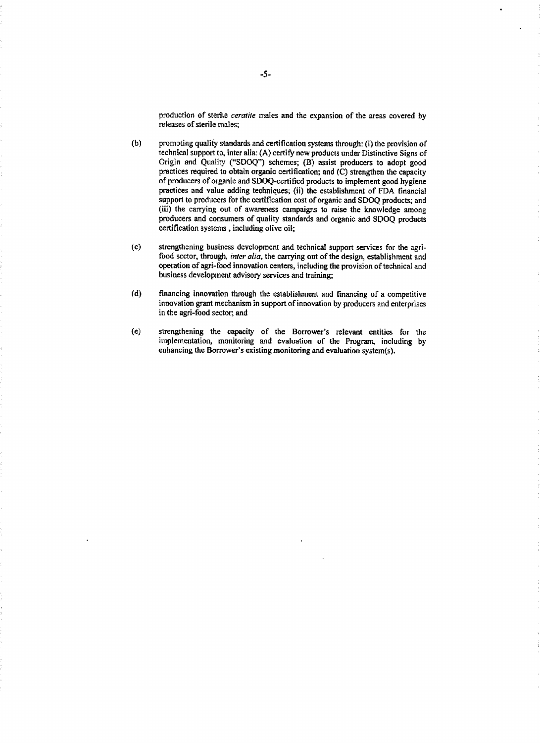production of sterile *ceratite* males and the expansion of the areas covered by releases of sterile males;

(b) promoting quality standards and certification systems through: (i) the provision of technical support to, inter alia: (A) certify new products under Distinctive Signs of Origin and Quality ("SDOQ") schemes; (B) assist producers to adopt good practices required to obtain organic certification; and (C) strengthen the capacity of producers of organic and SDOQ-certified products to implement good hygiene practices and value adding techniques; (ii) the establishment of FDA financial support to producers for the certification cost of organic and SDOQ products; and (iii) the carrying out of awareness campaigns to raise the knowledge among producers and consumers of quality standards and organic and SDOQ products certification systems , including olive oil;

(c) strengthening business development and technical support services for the agri-food sector, through, *inter alia*, the carrying out of the design, establishment and operation of agri-food innovation centers, including the provision of technical and business development advisory services and training;

(d) financing innovation through the establishment and financing of a competitive innovation grant mechanism in support of innovation by producers and enterprises in the agri-food sector; and

(e) strengthening the capacity of the Borrower's relevant entities for the implementation, monitoring and evaluation of the Program, including by enhancing the Borrower's existing monitoring and evaluation system(s).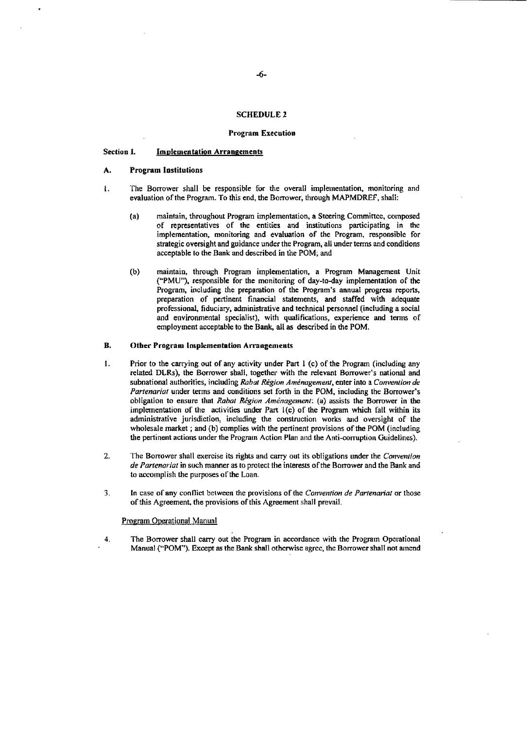# SCHEDULE 2

## Program Execution

### Section I. Implementation Arrangements

#### A. Program Institutions

1. The Borrower shall be responsible for the overall implementation, monitoring and evaluation of the Program. To this end, the Borrower, through MAPMDREF, shall:

   (a) maintain, throughout Program implementation, a Steering Committee, composed of representatives of the entities and institutions participating in the implementation, monitoring and evaluation of the Program, responsible for strategic oversight and guidance under the Program, all under terms and conditions acceptable to the Bank and described in the POM; and

   (b) maintain, through Program implementation, a Program Management Unit ("PMU"), responsible for the monitoring of day-to-day implementation of the Program, including the preparation of the Program's annual progress reports, preparation of pertinent financial statements, and staffed with adequate professional, fiduciary, administrative and technical personnel (including a social and environmental specialist), with qualifications, experience and terms of employment acceptable to the Bank, all as described in the POM.

#### B. Other Program Implementation Arrangements

1. Prior to the carrying out of any activity under Part 1 (c) of the Program (including any related DLRs), the Borrower shall, together with the relevant Borrower's national and subnational authorities, including *Rabat Région Aménagement*, enter into a *Convention de Partenariat* under terms and conditions set forth in the POM, including the Borrower's obligation to ensure that *Rabat Région Aménagement*: (a) assists the Borrower in the implementation of the activities under Part 1(c) of the Program which fall within its administrative jurisdiction, including the construction works and oversight of the wholesale market ; and (b) complies with the pertinent provisions of the POM (including the pertinent actions under the Program Action Plan and the Anti-corruption Guidelines).

2. The Borrower shall exercise its rights and carry out its obligations under the *Convention de Partenariat* in such manner as to protect the interests of the Borrower and the Bank and to accomplish the purposes of the Loan.

3. In case of any conflict between the provisions of the *Convention de Partenariat* or those of this Agreement, the provisions of this Agreement shall prevail.

Program Operational Manual

4. The Borrower shall carry out the Program in accordance with the Program Operational Manual ("POM"). Except as the Bank shall otherwise agree, the Borrower shall not amend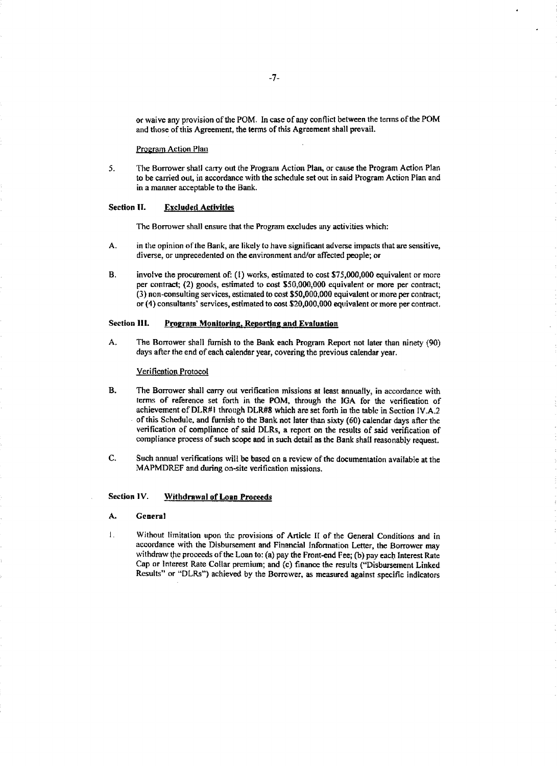or waive any provision of the POM. In case of any conflict between the terms of the POM and those of this Agreement, the terms of this Agreement shall prevail.

Program Action Plan

5. The Borrower shall carry out the Program Action Plan, or cause the Program Action Plan to be carried out, in accordance with the schedule set out in said Program Action Plan and in a manner acceptable to the Bank.

## Section II. Excluded Activities

The Borrower shall ensure that the Program excludes any activities which:

A. in the opinion of the Bank, are likely to have significant adverse impacts that are sensitive, diverse, or unprecedented on the environment and/or affected people; or

B. involve the procurement of: (1) works, estimated to cost $75,000,000 equivalent or more per contract; (2) goods, estimated to cost $50,000,000 equivalent or more per contract; (3) non-consulting services, estimated to cost $50,000,000 equivalent or more per contract; or (4) consultants' services, estimated to cost $20,000,000 equivalent or more per contract.

## Section III. Program Monitoring, Reporting and Evaluation

A. The Borrower shall furnish to the Bank each Program Report not later than ninety (90) days after the end of each calendar year, covering the previous calendar year.

Verification Protocol

B. The Borrower shall carry out verification missions at least annually, in accordance with terms of reference set forth in the POM, through the IGA for the verification of achievement of DLR#1 through DLR#8 which are set forth in the table in Section IV.A.2 of this Schedule, and furnish to the Bank not later than sixty (60) calendar days after the verification of compliance of said DLRs, a report on the results of said verification of compliance process of such scope and in such detail as the Bank shall reasonably request.

C. Such annual verifications will be based on a review of the documentation available at the MAPMDREF and during on-site verification missions.

## Section IV. Withdrawal of Loan Proceeds

### A. General

1. Without limitation upon the provisions of Article II of the General Conditions and in accordance with the Disbursement and Financial Information Letter, the Borrower may withdraw the proceeds of the Loan to: (a) pay the Front-end Fee; (b) pay each Interest Rate Cap or Interest Rate Collar premium; and (c) finance the results ("Disbursement Linked Results" or "DLRs") achieved by the Borrower, as measured against specific indicators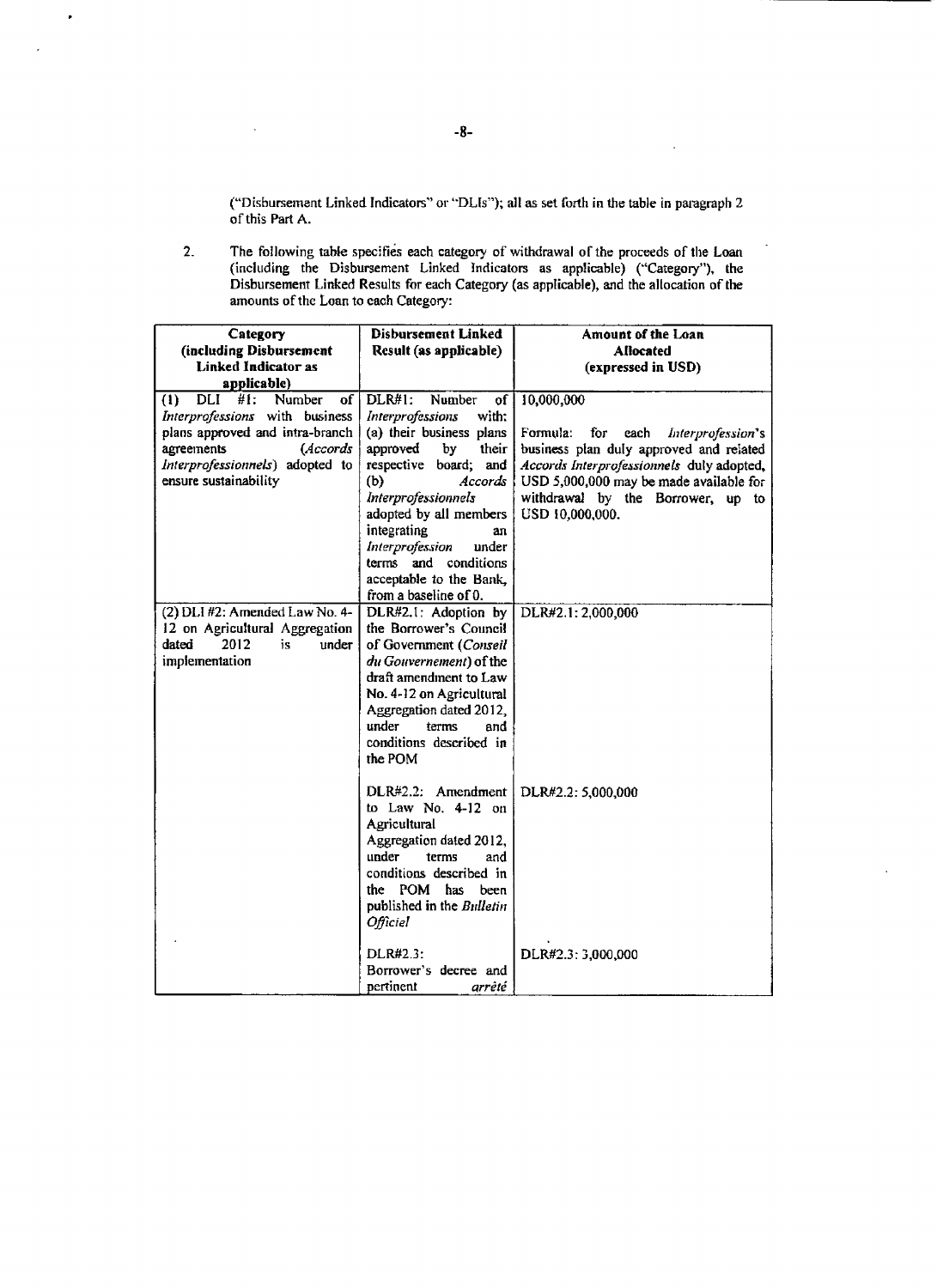("Disbursement Linked Indicators" or "DLIs"); all as set forth in the table in paragraph 2 of this Part A.

2. The following table specifies each category of withdrawal of the proceeds of the Loan (including the Disbursement Linked Indicators as applicable) ("Category"), the Disbursement Linked Results for each Category (as applicable), and the allocation of the amounts of the Loan to each Category:

| Category (including Disbursement Linked Indicator as applicable) | Disbursement Linked Result (as applicable) | Amount of the Loan Allocated (expressed in USD) |
|---|---|---|
| (1) DLI #1: Number of *Interprofessions* with business plans approved and intra-branch agreements (*Accords Interprofessionnels*) adopted to ensure sustainability | DLR#1: Number of *Interprofessions* with: (a) their business plans approved by their respective board; and (b) *Accords Interprofessionnels* adopted by all members integrating an *Interprofession* under terms and conditions acceptable to the Bank, from a baseline of 0. | 10,000,000<br><br>Formula: for each *Interprofession*'s business plan duly approved and related *Accords Interprofessionnels* duly adopted, USD 5,000,000 may be made available for withdrawal by the Borrower, up to USD 10,000,000. |
| (2) DLI #2: Amended Law No. 4-12 on Agricultural Aggregation dated 2012 is under implementation | DLR#2.1: Adoption by the Borrower's Council of Government (*Conseil du Gouvernement*) of the draft amendment to Law No. 4-12 on Agricultural Aggregation dated 2012, under terms and conditions described in the POM | DLR#2.1: 2,000,000 |
| | DLR#2.2: Amendment to Law No. 4-12 on Agricultural Aggregation dated 2012, under terms and conditions described in the POM has been published in the *Bulletin Officiel* | DLR#2.2: 5,000,000 |
| | DLR#2.3: Borrower's decree and pertinent *arrêté* | DLR#2.3: 3,000,000 |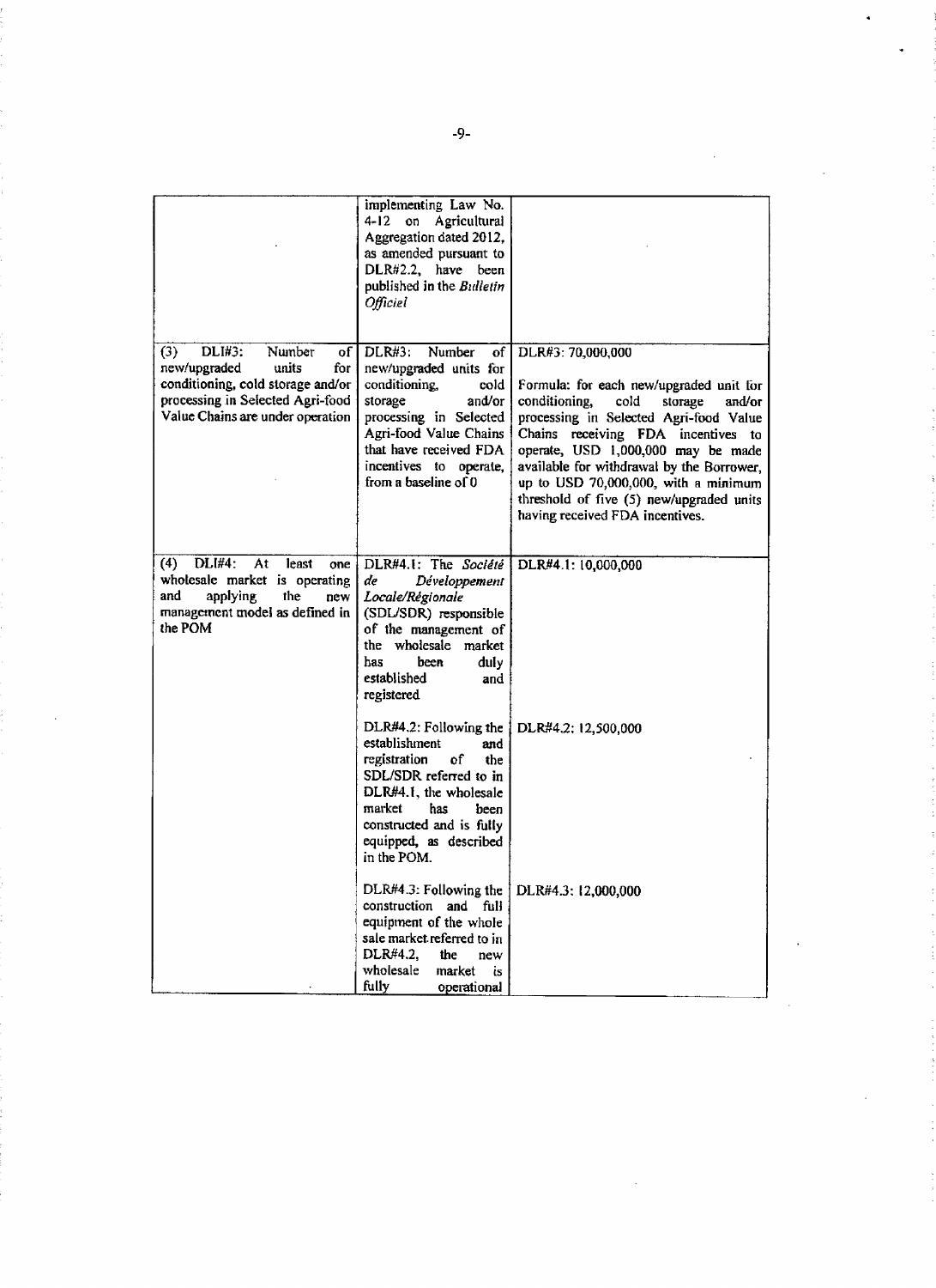| | | |
|---|---|---|
| | implementing Law No. 4-12 on Agricultural Aggregation dated 2012, as amended pursuant to DLR#2.2, have been published in the *Bulletin Officiel* | |
| (3) DLI#3: Number of new/upgraded units for conditioning, cold storage and/or processing in Selected Agri-food Value Chains are under operation | DLR#3: Number of new/upgraded units for conditioning, cold storage and/or processing in Selected Agri-food Value Chains that have received FDA incentives to operate, from a baseline of 0 | DLR#3: 70,000,000<br><br>Formula: for each new/upgraded unit for conditioning, cold storage and/or processing in Selected Agri-food Value Chains receiving FDA incentives to operate, USD 1,000,000 may be made available for withdrawal by the Borrower, up to USD 70,000,000, with a minimum threshold of five (5) new/upgraded units having received FDA incentives. |
| (4) DLI#4: At least one wholesale market is operating and applying the new management model as defined in the POM | DLR#4.1: The *Société de Développement Locale/Régionale* (SDL/SDR) responsible of the management of the wholesale market has been duly established and registered | DLR#4.1: 10,000,000 |
| | DLR#4.2: Following the establishment and registration of the SDL/SDR referred to in DLR#4.1, the wholesale market has been constructed and is fully equipped, as described in the POM. | DLR#4.2: 12,500,000 |
| | DLR#4.3: Following the construction and full equipment of the whole sale market referred to in DLR#4.2, the new wholesale market is fully operational | DLR#4.3: 12,000,000 |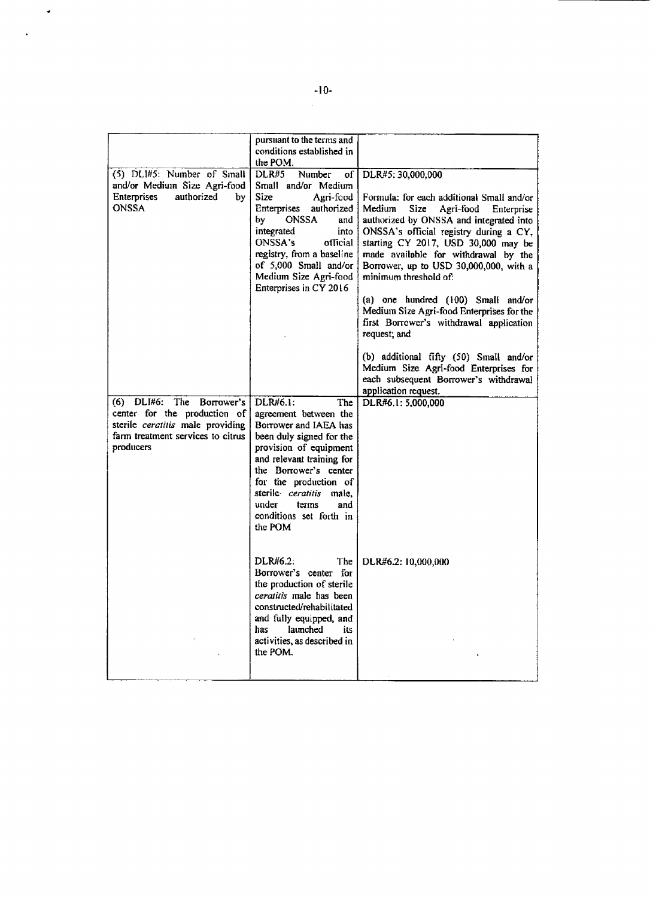| | | |
|---|---|---|
| | pursuant to the terms and conditions established in the POM. | |
| (5) DLI#5: Number of Small and/or Medium Size Agri-food Enterprises authorized by ONSSA | DLR#5 Number of Small and/or Medium Size Agri-food Enterprises authorized by ONSSA and integrated into ONSSA's official registry, from a baseline of 5,000 Small and/or Medium Size Agri-food Enterprises in CY 2016 | DLR#5: 30,000,000<br><br>Formula: for each additional Small and/or Medium Size Agri-food Enterprise authorized by ONSSA and integrated into ONSSA's official registry during a CY, starting CY 2017, USD 30,000 may be made available for withdrawal by the Borrower, up to USD 30,000,000, with a minimum threshold of:<br><br>(a) one hundred (100) Small and/or Medium Size Agri-food Enterprises for the first Borrower's withdrawal application request; and<br><br>(b) additional fifty (50) Small and/or Medium Size Agri-food Enterprises for each subsequent Borrower's withdrawal application request. |
| (6) DLI#6: The Borrower's center for the production of sterile *ceratitis* male providing farm treatment services to citrus producers | DLR#6.1: The agreement between the Borrower and IAEA has been duly signed for the provision of equipment and relevant training for the Borrower's center for the production of sterile *ceratitis* male, under terms and conditions set forth in the POM | DLR#6.1: 5,000,000 |
| | DLR#6.2: The Borrower's center for the production of sterile *ceratitis* male has been constructed/rehabilitated and fully equipped, and has launched its activities, as described in the POM. | DLR#6.2: 10,000,000 |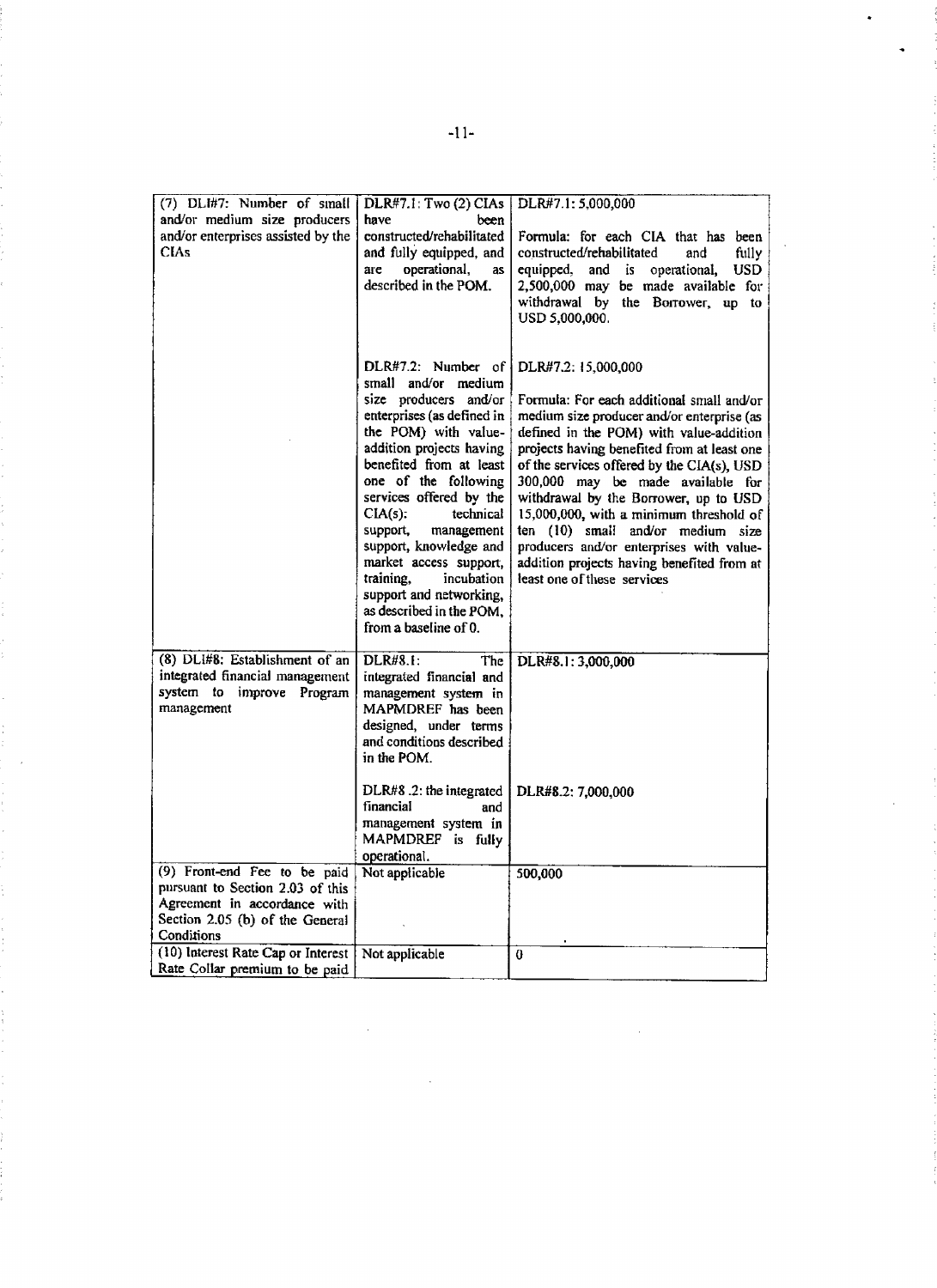| (7) DLI#7: Number of small and/or medium size producers and/or enterprises assisted by the CIAs | DLR#7.1: Two (2) CIAs have been constructed/rehabilitated and fully equipped, and are operational, as described in the POM. | DLR#7.1: 5,000,000<br><br>Formula: for each CIA that has been constructed/rehabilitated and fully equipped, and is operational, USD 2,500,000 may be made available for withdrawal by the Borrower, up to USD 5,000,000. |
|---|---|---|
| | DLR#7.2: Number of small and/or medium size producers and/or enterprises (as defined in the POM) with value-addition projects having benefited from at least one of the following services offered by the CIA(s): technical support, management support, knowledge and market access support, training, incubation support and networking, as described in the POM, from a baseline of 0. | DLR#7.2: 15,000,000<br><br>Formula: For each additional small and/or medium size producer and/or enterprise (as defined in the POM) with value-addition projects having benefited from at least one of the services offered by the CIA(s), USD 300,000 may be made available for withdrawal by the Borrower, up to USD 15,000,000, with a minimum threshold of ten (10) small and/or medium size producers and/or enterprises with value-addition projects having benefited from at least one of these services |
| (8) DLI#8: Establishment of an integrated financial management system to improve Program management | DLR#8.1: The integrated financial and management system in MAPMDREF has been designed, under terms and conditions described in the POM. | DLR#8.1: 3,000,000 |
| | DLR#8 .2: the integrated financial and management system in MAPMDREF is fully operational. | DLR#8.2: 7,000,000 |
| (9) Front-end Fee to be paid pursuant to Section 2.03 of this Agreement in accordance with Section 2.05 (b) of the General Conditions | Not applicable | 500,000 |
| (10) Interest Rate Cap or Interest Rate Collar premium to be paid | Not applicable | 0 |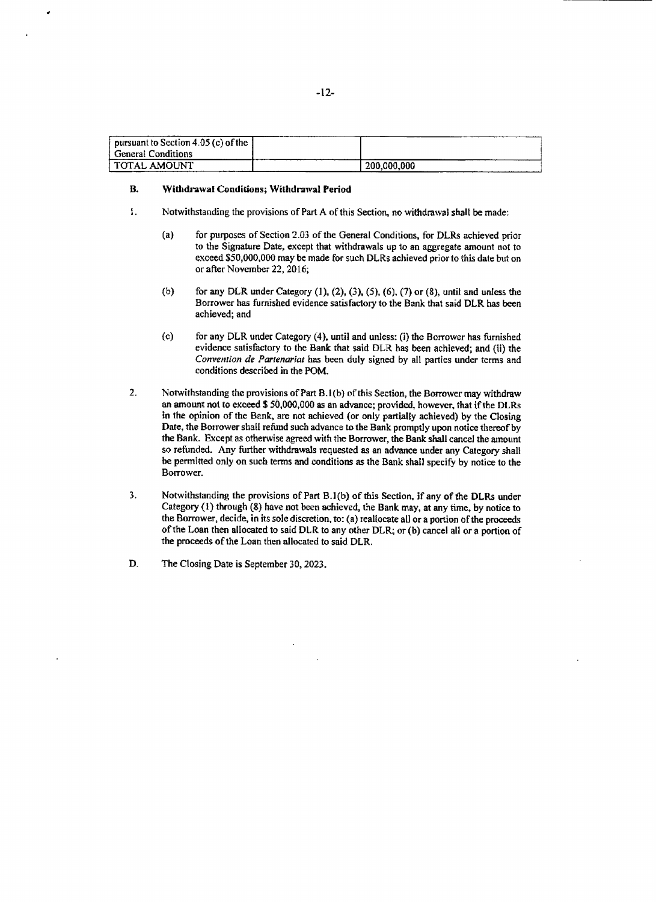| | | |
|---|---|---|
| pursuant to Section 4.05 (c) of the General Conditions | | |
| TOTAL AMOUNT | | 200,000,000 |

**B. Withdrawal Conditions; Withdrawal Period**

1. Notwithstanding the provisions of Part A of this Section, no withdrawal shall be made:

   (a) for purposes of Section 2.03 of the General Conditions, for DLRs achieved prior to the Signature Date, except that withdrawals up to an aggregate amount not to exceed $50,000,000 may be made for such DLRs achieved prior to this date but on or after November 22, 2016;

   (b) for any DLR under Category (1), (2), (3), (5), (6), (7) or (8), until and unless the Borrower has furnished evidence satisfactory to the Bank that said DLR has been achieved; and

   (c) for any DLR under Category (4), until and unless: (i) the Borrower has furnished evidence satisfactory to the Bank that said DLR has been achieved; and (ii) the *Convention de Partenariat* has been duly signed by all parties under terms and conditions described in the POM.

2. Notwithstanding the provisions of Part B.1(b) of this Section, the Borrower may withdraw an amount not to exceed $ 50,000,000 as an advance; provided, however, that if the DLRs in the opinion of the Bank, are not achieved (or only partially achieved) by the Closing Date, the Borrower shall refund such advance to the Bank promptly upon notice thereof by the Bank. Except as otherwise agreed with the Borrower, the Bank shall cancel the amount so refunded. Any further withdrawals requested as an advance under any Category shall be permitted only on such terms and conditions as the Bank shall specify by notice to the Borrower.

3. Notwithstanding the provisions of Part B.1(b) of this Section, if any of the DLRs under Category (1) through (8) have not been achieved, the Bank may, at any time, by notice to the Borrower, decide, in its sole discretion, to: (a) reallocate all or a portion of the proceeds of the Loan then allocated to said DLR to any other DLR; or (b) cancel all or a portion of the proceeds of the Loan then allocated to said DLR.

D. The Closing Date is September 30, 2023.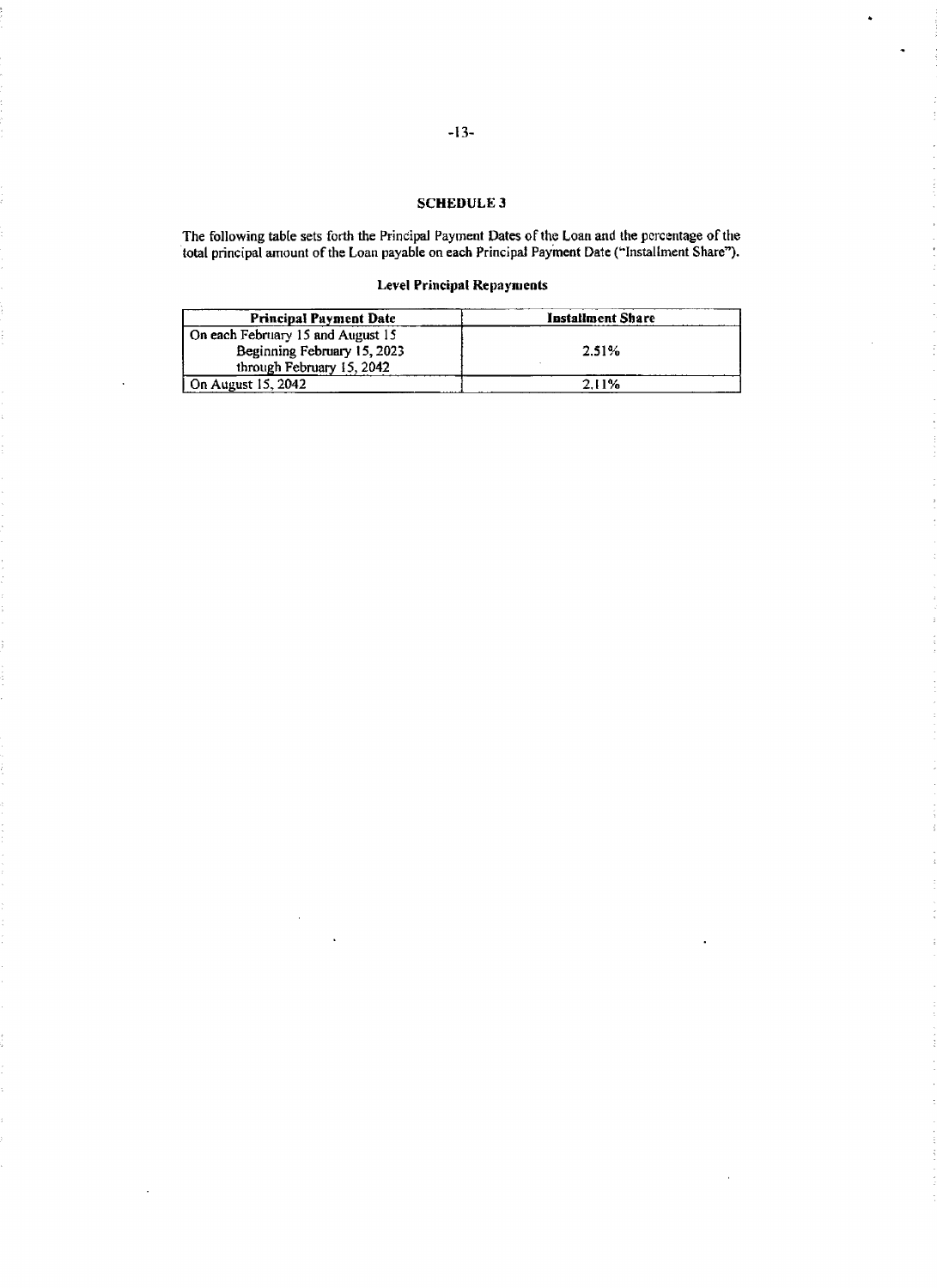## SCHEDULE 3

The following table sets forth the Principal Payment Dates of the Loan and the percentage of the total principal amount of the Loan payable on each Principal Payment Date ("Installment Share").

### Level Principal Repayments

| Principal Payment Date | Installment Share |
|---|---|
| On each February 15 and August 15 Beginning February 15, 2023 through February 15, 2042 | 2.51% |
| On August 15, 2042 | 2.11% |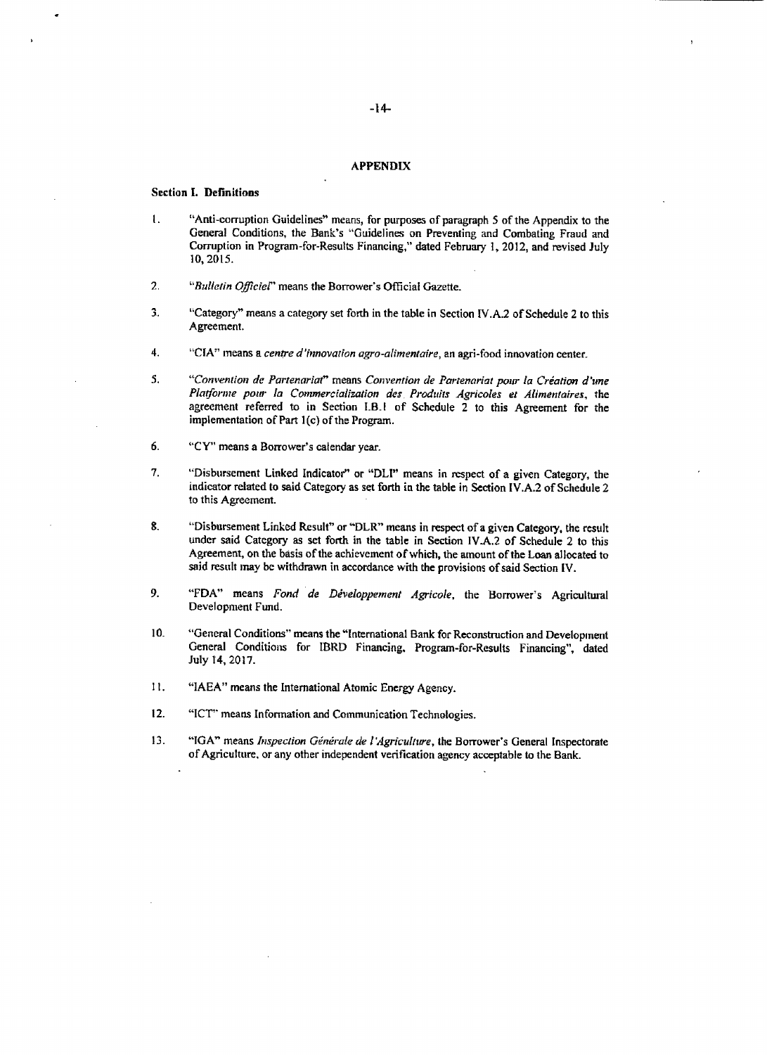## APPENDIX

### Section I. Definitions

1. "Anti-corruption Guidelines" means, for purposes of paragraph 5 of the Appendix to the General Conditions, the Bank's "Guidelines on Preventing and Combating Fraud and Corruption in Program-for-Results Financing," dated February 1, 2012, and revised July 10, 2015.

2. "*Bulletin Officiel*" means the Borrower's Official Gazette.

3. "Category" means a category set forth in the table in Section IV.A.2 of Schedule 2 to this Agreement.

4. "CIA" means a *centre d'innovation agro-alimentaire*, an agri-food innovation center.

5. "*Convention de Partenariat*" means *Convention de Partenariat pour la Création d'une Plateforme pour la Commercialization des Produits Agricoles et Alimentaires*, the agreement referred to in Section I.B.1 of Schedule 2 to this Agreement for the implementation of Part 1(c) of the Program.

6. "CY" means a Borrower's calendar year.

7. "Disbursement Linked Indicator" or "DLI" means in respect of a given Category, the indicator related to said Category as set forth in the table in Section IV.A.2 of Schedule 2 to this Agreement.

8. "Disbursement Linked Result" or "DLR" means in respect of a given Category, the result under said Category as set forth in the table in Section IV.A.2 of Schedule 2 to this Agreement, on the basis of the achievement of which, the amount of the Loan allocated to said result may be withdrawn in accordance with the provisions of said Section IV.

9. "FDA" means *Fond de Développement Agricole*, the Borrower's Agricultural Development Fund.

10. "General Conditions" means the "International Bank for Reconstruction and Development General Conditions for IBRD Financing, Program-for-Results Financing", dated July 14, 2017.

11. "IAEA" means the International Atomic Energy Agency.

12. "ICT" means Information and Communication Technologies.

13. "IGA" means *Inspection Générale de l'Agriculture*, the Borrower's General Inspectorate of Agriculture, or any other independent verification agency acceptable to the Bank.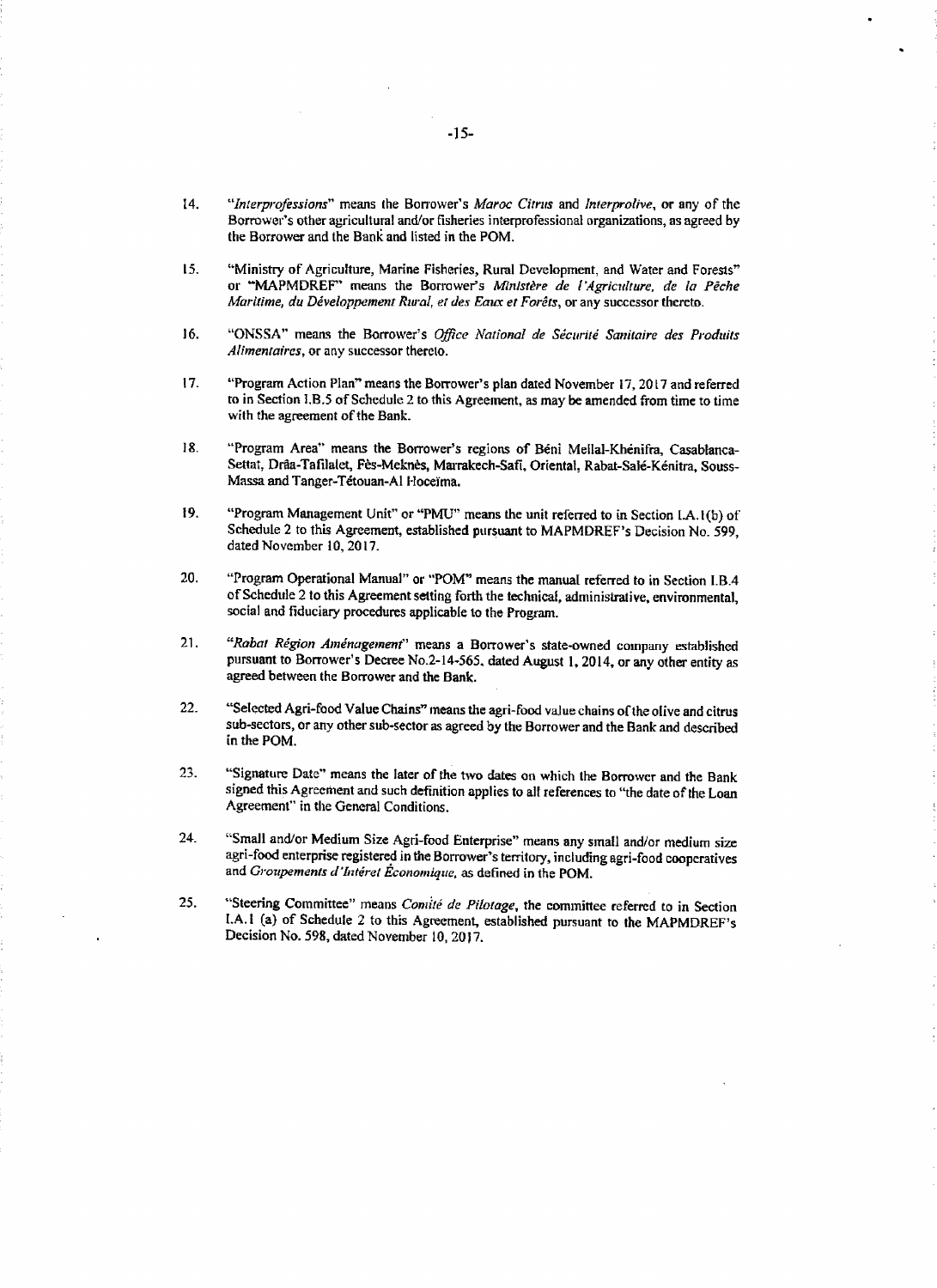14. "*Interprofessions*" means the Borrower's *Maroc Citrus* and *Interprolive*, or any of the Borrower's other agricultural and/or fisheries interprofessional organizations, as agreed by the Borrower and the Bank and listed in the POM.

15. "Ministry of Agriculture, Marine Fisheries, Rural Development, and Water and Forests" or "MAPMDREF" means the Borrower's *Ministère de l'Agriculture, de la Pêche Maritime, du Développement Rural, et des Eaux et Forêts*, or any successor thereto.

16. "ONSSA" means the Borrower's *Office National de Sécurité Sanitaire des Produits Alimentaires*, or any successor thereto.

17. "Program Action Plan" means the Borrower's plan dated November 17, 2017 and referred to in Section I.B.5 of Schedule 2 to this Agreement, as may be amended from time to time with the agreement of the Bank.

18. "Program Area" means the Borrower's regions of Béni Mellal-Khénifra, Casablanca-Settat, Drâa-Tafilalet, Fès-Meknès, Marrakech-Safi, Oriental, Rabat-Salé-Kénitra, Souss-Massa and Tanger-Tétouan-Al Hoceïma.

19. "Program Management Unit" or "PMU" means the unit referred to in Section I.A.1(b) of Schedule 2 to this Agreement, established pursuant to MAPMDREF's Decision No. 599, dated November 10, 2017.

20. "Program Operational Manual" or "POM" means the manual referred to in Section I.B.4 of Schedule 2 to this Agreement setting forth the technical, administrative, environmental, social and fiduciary procedures applicable to the Program.

21. "*Rabat Région Aménagement*" means a Borrower's state-owned company established pursuant to Borrower's Decree No.2-14-565, dated August 1, 2014, or any other entity as agreed between the Borrower and the Bank.

22. "Selected Agri-food Value Chains" means the agri-food value chains of the olive and citrus sub-sectors, or any other sub-sector as agreed by the Borrower and the Bank and described in the POM.

23. "Signature Date" means the later of the two dates on which the Borrower and the Bank signed this Agreement and such definition applies to all references to "the date of the Loan Agreement" in the General Conditions.

24. "Small and/or Medium Size Agri-food Enterprise" means any small and/or medium size agri-food enterprise registered in the Borrower's territory, including agri-food cooperatives and *Groupements d'Intérêt Économique*, as defined in the POM.

25. "Steering Committee" means *Comité de Pilotage*, the committee referred to in Section I.A.1 (a) of Schedule 2 to this Agreement, established pursuant to the MAPMDREF's Decision No. 598, dated November 10, 2017.